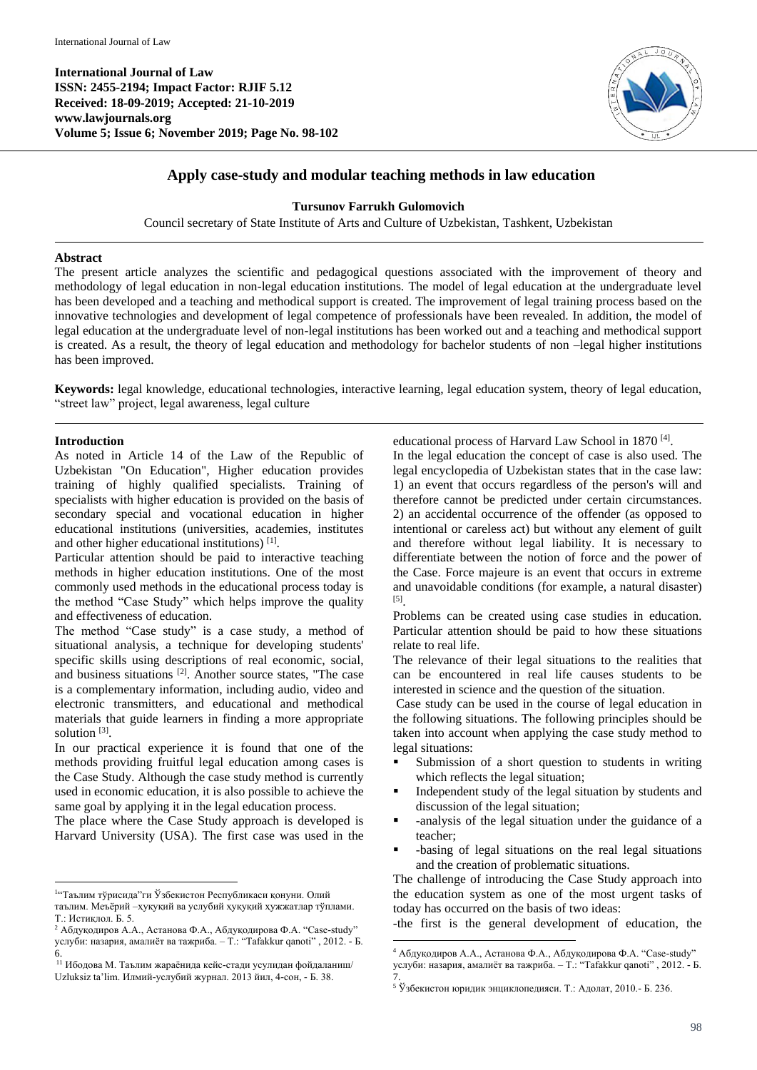International Journal of Law
ISSN: 2455-2194; Impact Factor: RJIF 5.12
Received: 18-09-2019; Accepted: 21-10-2019
www.lawjournals.org
Volume 5; Issue 6; November 2019; Page No. 98-102

# Apply case-study and modular teaching methods in law education

**Tursunov Farrukh Gulomovich**

Council secretary of State Institute of Arts and Culture of Uzbekistan, Tashkent, Uzbekistan

---

## Abstract

The present article analyzes the scientific and pedagogical questions associated with the improvement of theory and methodology of legal education in non-legal education institutions. The model of legal education at the undergraduate level has been developed and a teaching and methodical support is created. The improvement of legal training process based on the innovative technologies and development of legal competence of professionals have been revealed. In addition, the model of legal education at the undergraduate level of non-legal institutions has been worked out and a teaching and methodical support is created. As a result, the theory of legal education and methodology for bachelor students of non –legal higher institutions has been improved.

**Keywords:** legal knowledge, educational technologies, interactive learning, legal education system, theory of legal education, "street law" project, legal awareness, legal culture

---

## Introduction

As noted in Article 14 of the Law of the Republic of Uzbekistan "On Education", Higher education provides training of highly qualified specialists. Training of specialists with higher education is provided on the basis of secondary special and vocational education in higher educational institutions (universities, academies, institutes and other higher educational institutions) [1].

Particular attention should be paid to interactive teaching methods in higher education institutions. One of the most commonly used methods in the educational process today is the method "Case Study" which helps improve the quality and effectiveness of education.

The method "Case study" is a case study, a method of situational analysis, a technique for developing students' specific skills using descriptions of real economic, social, and business situations [2]. Another source states, "The case is a complementary information, including audio, video and electronic transmitters, and educational and methodical materials that guide learners in finding a more appropriate solution [3].

In our practical experience it is found that one of the methods providing fruitful legal education among cases is the Case Study. Although the case study method is currently used in economic education, it is also possible to achieve the same goal by applying it in the legal education process.

The place where the Case Study approach is developed is Harvard University (USA). The first case was used in the educational process of Harvard Law School in 1870 [4].

In the legal education the concept of case is also used. The legal encyclopedia of Uzbekistan states that in the case law: 1) an event that occurs regardless of the person's will and therefore cannot be predicted under certain circumstances. 2) an accidental occurrence of the offender (as opposed to intentional or careless act) but without any element of guilt and therefore without legal liability. It is necessary to differentiate between the notion of force and the power of the Case. Force majeure is an event that occurs in extreme and unavoidable conditions (for example, a natural disaster) [5].

Problems can be created using case studies in education. Particular attention should be paid to how these situations relate to real life.

The relevance of their legal situations to the realities that can be encountered in real life causes students to be interested in science and the question of the situation.

Case study can be used in the course of legal education in the following situations. The following principles should be taken into account when applying the case study method to legal situations:

- Submission of a short question to students in writing which reflects the legal situation;
- Independent study of the legal situation by students and discussion of the legal situation;
- -analysis of the legal situation under the guidance of a teacher;
- -basing of legal situations on the real legal situations and the creation of problematic situations.

The challenge of introducing the Case Study approach into the education system as one of the most urgent tasks of today has occurred on the basis of two ideas:

-the first is the general development of education, the

---

[1] "Таълим тўрисида"ги Ўзбекистон Республикаси қонуни. Олий таълим. Меъёрий –ҳуқуқий ва услубий ҳуқуқий ҳужжатлар тўплами. Т.: Истиқлол. Б. 5.

[2] Абдуқодиров А.А., Астанова Ф.А., Абдуқодирова Ф.А. "Case-study" услуби: назария, амалиёт ва тажриба. – Т.: "Tafakkur qanoti" , 2012. - Б. 6.

[3] Ибодова М. Таълим жараёнида кейс-стади усулидан фойдаланиш/ Uzluksiz ta'lim. Илмий-услубий журнал. 2013 йил, 4-сон, - Б. 38.

[4] Абдуқодиров А.А., Астанова Ф.А., Абдуқодирова Ф.А. "Case-study" услуби: назария, амалиёт ва тажриба. – Т.: "Tafakkur qanoti" , 2012. - Б. 7.

[5] Ўзбекистон юридик энциклопедияси. Т.: Адолат, 2010.- Б. 236.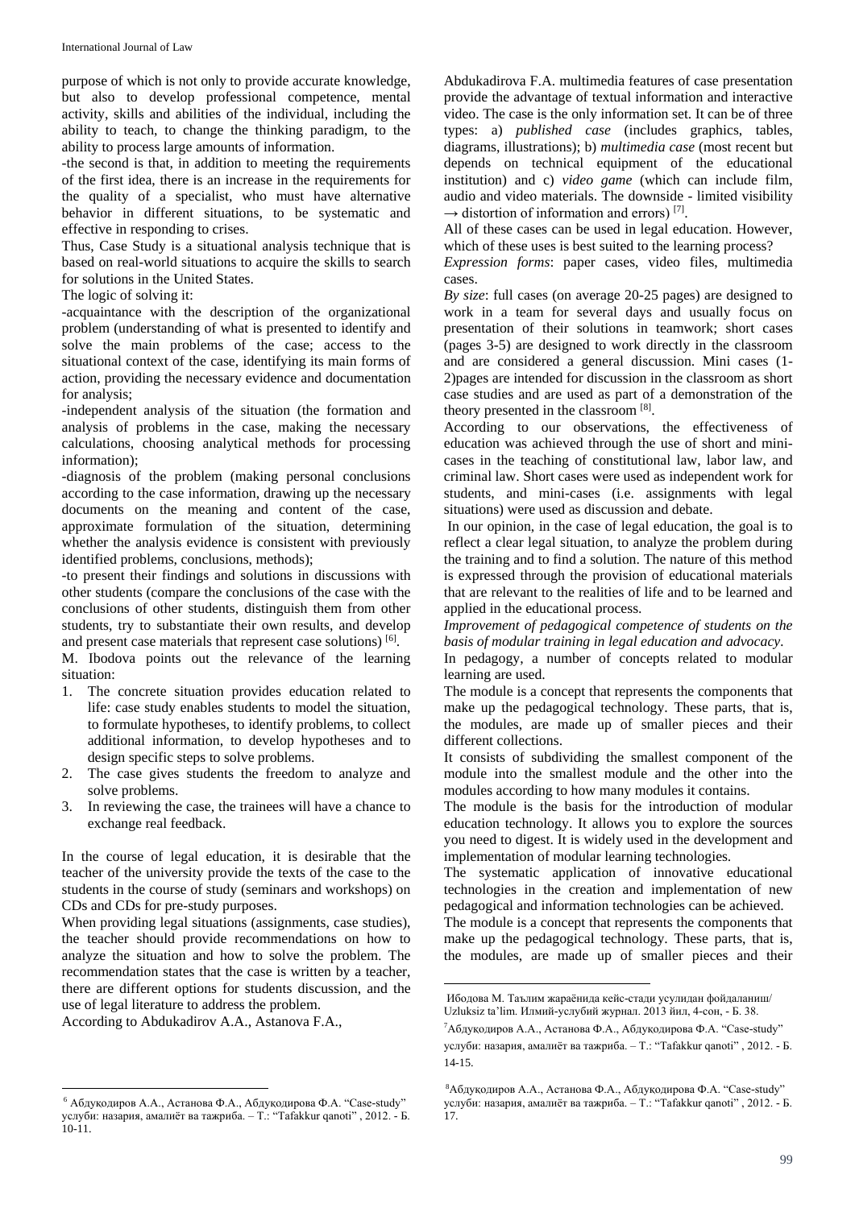purpose of which is not only to provide accurate knowledge, but also to develop professional competence, mental activity, skills and abilities of the individual, including the ability to teach, to change the thinking paradigm, to the ability to process large amounts of information.

-the second is that, in addition to meeting the requirements of the first idea, there is an increase in the requirements for the quality of a specialist, who must have alternative behavior in different situations, to be systematic and effective in responding to crises.

Thus, Case Study is a situational analysis technique that is based on real-world situations to acquire the skills to search for solutions in the United States.

The logic of solving it:

-acquaintance with the description of the organizational problem (understanding of what is presented to identify and solve the main problems of the case; access to the situational context of the case, identifying its main forms of action, providing the necessary evidence and documentation for analysis;

-independent analysis of the situation (the formation and analysis of problems in the case, making the necessary calculations, choosing analytical methods for processing information);

-diagnosis of the problem (making personal conclusions according to the case information, drawing up the necessary documents on the meaning and content of the case, approximate formulation of the situation, determining whether the analysis evidence is consistent with previously identified problems, conclusions, methods);

-to present their findings and solutions in discussions with other students (compare the conclusions of the case with the conclusions of other students, distinguish them from other students, try to substantiate their own results, and develop and present case materials that represent case solutions) [6].

M. Ibodova points out the relevance of the learning situation:

1. The concrete situation provides education related to life: case study enables students to model the situation, to formulate hypotheses, to identify problems, to collect additional information, to develop hypotheses and to design specific steps to solve problems.
2. The case gives students the freedom to analyze and solve problems.
3. In reviewing the case, the trainees will have a chance to exchange real feedback.

In the course of legal education, it is desirable that the teacher of the university provide the texts of the case to the students in the course of study (seminars and workshops) on CDs and CDs for pre-study purposes.

When providing legal situations (assignments, case studies), the teacher should provide recommendations on how to analyze the situation and how to solve the problem. The recommendation states that the case is written by a teacher, there are different options for students discussion, and the use of legal literature to address the problem.

According to Abdukadirov A.A., Astanova F.A., Abdukadirova F.A. multimedia features of case presentation provide the advantage of textual information and interactive video. The case is the only information set. It can be of three types: a) *published case* (includes graphics, tables, diagrams, illustrations); b) *multimedia case* (most recent but depends on technical equipment of the educational institution) and c) *video game* (which can include film, audio and video materials. The downside - limited visibility → distortion of information and errors) [7].

All of these cases can be used in legal education. However, which of these uses is best suited to the learning process?

*Expression forms*: paper cases, video files, multimedia cases.

*By size*: full cases (on average 20-25 pages) are designed to work in a team for several days and usually focus on presentation of their solutions in teamwork; short cases (pages 3-5) are designed to work directly in the classroom and are considered a general discussion. Mini cases (1-2)pages are intended for discussion in the classroom as short case studies and are used as part of a demonstration of the theory presented in the classroom [8].

According to our observations, the effectiveness of education was achieved through the use of short and mini-cases in the teaching of constitutional law, labor law, and criminal law. Short cases were used as independent work for students, and mini-cases (i.e. assignments with legal situations) were used as discussion and debate.

In our opinion, in the case of legal education, the goal is to reflect a clear legal situation, to analyze the problem during the training and to find a solution. The nature of this method is expressed through the provision of educational materials that are relevant to the realities of life and to be learned and applied in the educational process.

*Improvement of pedagogical competence of students on the basis of modular training in legal education and advocacy*.

In pedagogy, a number of concepts related to modular learning are used.

The module is a concept that represents the components that make up the pedagogical technology. These parts, that is, the modules, are made up of smaller pieces and their different collections.

It consists of subdividing the smallest component of the module into the smallest module and the other into the modules according to how many modules it contains.

The module is the basis for the introduction of modular education technology. It allows you to explore the sources you need to digest. It is widely used in the development and implementation of modular learning technologies.

The systematic application of innovative educational technologies in the creation and implementation of new pedagogical and information technologies can be achieved.

The module is a concept that represents the components that make up the pedagogical technology. These parts, that is, the modules, are made up of smaller pieces and their

---

[6] Абдукодиров А.А., Астанова Ф.А., Абдукодирова Ф.А. "Case-study" услуби: назария, амалиёт ва тажриба. – Т.: "Tafakkur qanoti" , 2012. - Б. 10-11.

Ибодова М. Таълим жараёнида кейс-стади усулидан фойдаланиш/ Uzluksiz ta'lim. Илмий-услубий журнал. 2013 йил, 4-сон, - Б. 38.

[7] Абдукодиров А.А., Астанова Ф.А., Абдукодирова Ф.А. "Case-study" услуби: назария, амалиёт ва тажриба. – Т.: "Tafakkur qanoti" , 2012. - Б. 14-15.

[8] Абдукодиров А.А., Астанова Ф.А., Абдукодирова Ф.А. "Case-study" услуби: назария, амалиёт ва тажриба. – Т.: "Tafakkur qanoti" , 2012. - Б. 17.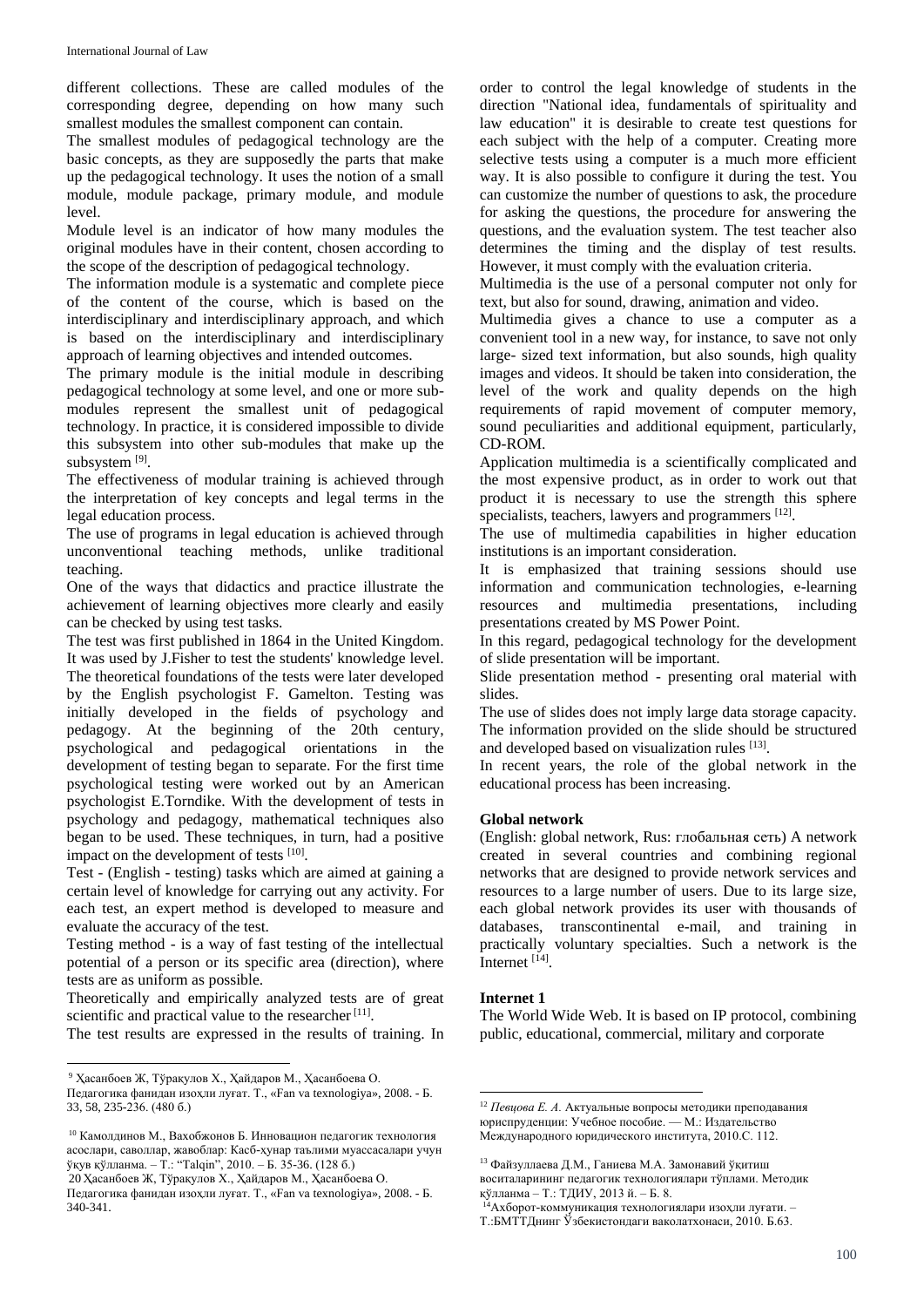different collections. These are called modules of the corresponding degree, depending on how many such smallest modules the smallest component can contain.

The smallest modules of pedagogical technology are the basic concepts, as they are supposedly the parts that make up the pedagogical technology. It uses the notion of a small module, module package, primary module, and module level.

Module level is an indicator of how many modules the original modules have in their content, chosen according to the scope of the description of pedagogical technology.

The information module is a systematic and complete piece of the content of the course, which is based on the interdisciplinary and interdisciplinary approach, and which is based on the interdisciplinary and interdisciplinary approach of learning objectives and intended outcomes.

The primary module is the initial module in describing pedagogical technology at some level, and one or more sub-modules represent the smallest unit of pedagogical technology. In practice, it is considered impossible to divide this subsystem into other sub-modules that make up the subsystem [9].

The effectiveness of modular training is achieved through the interpretation of key concepts and legal terms in the legal education process.

The use of programs in legal education is achieved through unconventional teaching methods, unlike traditional teaching.

One of the ways that didactics and practice illustrate the achievement of learning objectives more clearly and easily can be checked by using test tasks.

The test was first published in 1864 in the United Kingdom. It was used by J.Fisher to test the students' knowledge level. The theoretical foundations of the tests were later developed by the English psychologist F. Gamelton. Testing was initially developed in the fields of psychology and pedagogy. At the beginning of the 20th century, psychological and pedagogical orientations in the development of testing began to separate. For the first time psychological testing were worked out by an American psychologist E.Torndike. With the development of tests in psychology and pedagogy, mathematical techniques also began to be used. These techniques, in turn, had a positive impact on the development of tests [10].

Test - (English - testing) tasks which are aimed at gaining a certain level of knowledge for carrying out any activity. For each test, an expert method is developed to measure and evaluate the accuracy of the test.

Testing method - is a way of fast testing of the intellectual potential of a person or its specific area (direction), where tests are as uniform as possible.

Theoretically and empirically analyzed tests are of great scientific and practical value to the researcher [11].

The test results are expressed in the results of training. In order to control the legal knowledge of students in the direction "National idea, fundamentals of spirituality and law education" it is desirable to create test questions for each subject with the help of a computer. Creating more selective tests using a computer is a much more efficient way. It is also possible to configure it during the test. You can customize the number of questions to ask, the procedure for asking the questions, the procedure for answering the questions, and the evaluation system. The test teacher also determines the timing and the display of test results. However, it must comply with the evaluation criteria.

Multimedia is the use of a personal computer not only for text, but also for sound, drawing, animation and video.

Multimedia gives a chance to use a computer as a convenient tool in a new way, for instance, to save not only large- sized text information, but also sounds, high quality images and videos. It should be taken into consideration, the level of the work and quality depends on the high requirements of rapid movement of computer memory, sound peculiarities and additional equipment, particularly, CD-ROM.

Application multimedia is a scientifically complicated and the most expensive product, as in order to work out that product it is necessary to use the strength this sphere specialists, teachers, lawyers and programmers [12].

The use of multimedia capabilities in higher education institutions is an important consideration.

It is emphasized that training sessions should use information and communication technologies, e-learning resources and multimedia presentations, including presentations created by MS Power Point.

In this regard, pedagogical technology for the development of slide presentation will be important.

Slide presentation method - presenting oral material with slides.

The use of slides does not imply large data storage capacity. The information provided on the slide should be structured and developed based on visualization rules [13].

In recent years, the role of the global network in the educational process has been increasing.

**Global network**

(English: global network, Rus: глобальная сеть) A network created in several countries and combining regional networks that are designed to provide network services and resources to a large number of users. Due to its large size, each global network provides its user with thousands of databases, transcontinental e-mail, and training in practically voluntary specialties. Such a network is the Internet [14].

**Internet 1**

The World Wide Web. It is based on IP protocol, combining public, educational, commercial, military and corporate

---

[9] Ҳасанбоев Ж, Тўрақулов Х., Ҳайдаров М., Ҳасанбоева О. Педагогика фанидан изоҳли луғат. Т., «Fan va texnologiya», 2008. - Б. 33, 58, 235-236. (480 б.)

[10] Камолдинов М., Вахобжонов Б. Инновацион педагогик технология асослари, саволлар, жавоблар: Касб-ҳунар таълими муассасалари учун ўқув қўлланма. – Т.: "Talqin", 2010. – Б. 35-36. (128 б.)

20 Ҳасанбоев Ж, Тўрақулов Х., Ҳайдаров М., Ҳасанбоева О. Педагогика фанидан изоҳли луғат. Т., «Fan va texnologiya», 2008. - Б. 340-341.

[12] *Певцова Е. А.* Актуальные вопросы методики преподавания юриспруденции: Учебное пособие. — М.: Издательство Международного юридического института, 2010.С. 112.

[13] Файзуллаева Д.М., Ганиева М.А. Замонавий ўқитиш воситаларининг педагогик технологиялари тўплами. Методик қўлланма – Т.: ТДИУ, 2013 й. – Б. 8.

[14] Ахборот-коммуникация технологиялари изоҳли луғати. – Т.:БМТТДнинг Ўзбекистондаги ваколатхонаси, 2010. Б.63.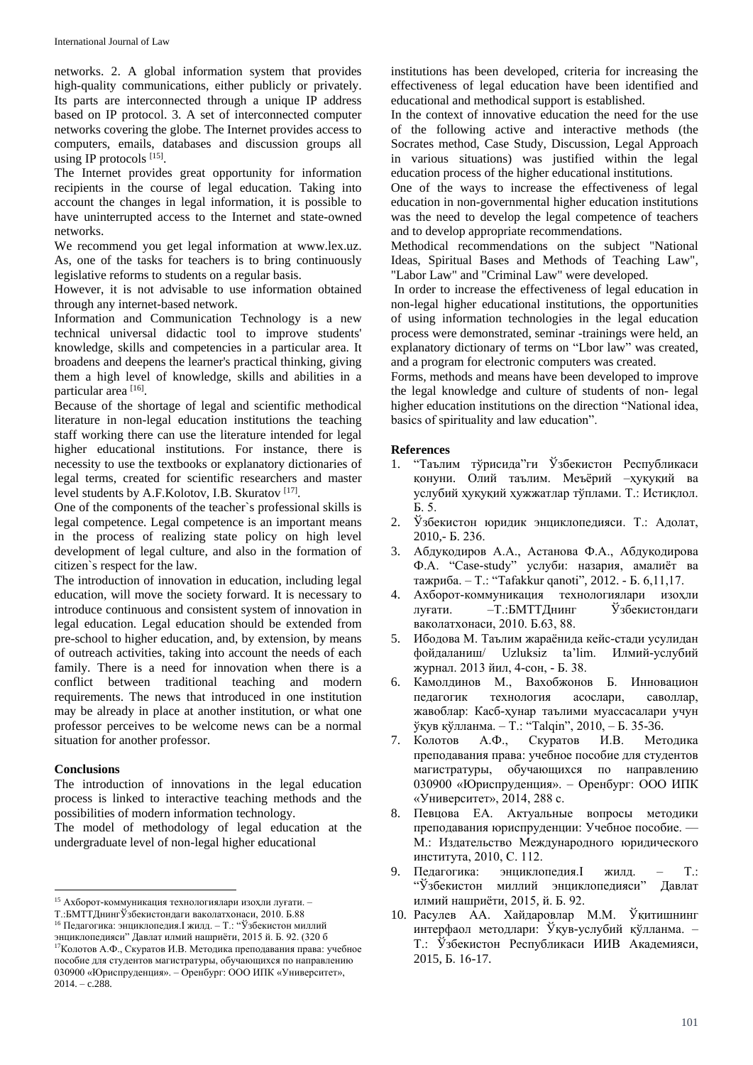networks. 2. A global information system that provides high-quality communications, either publicly or privately. Its parts are interconnected through a unique IP address based on IP protocol. 3. A set of interconnected computer networks covering the globe. The Internet provides access to computers, emails, databases and discussion groups all using IP protocols [15].

The Internet provides great opportunity for information recipients in the course of legal education. Taking into account the changes in legal information, it is possible to have uninterrupted access to the Internet and state-owned networks.

We recommend you get legal information at www.lex.uz. As, one of the tasks for teachers is to bring continuously legislative reforms to students on a regular basis.

However, it is not advisable to use information obtained through any internet-based network.

Information and Communication Technology is a new technical universal didactic tool to improve students' knowledge, skills and competencies in a particular area. It broadens and deepens the learner's practical thinking, giving them a high level of knowledge, skills and abilities in a particular area [16].

Because of the shortage of legal and scientific methodical literature in non-legal education institutions the teaching staff working there can use the literature intended for legal higher educational institutions. For instance, there is necessity to use the textbooks or explanatory dictionaries of legal terms, created for scientific researchers and master level students by A.F.Kolotov, I.B. Skuratov [17].

One of the components of the teacher`s professional skills is legal competence. Legal competence is an important means in the process of realizing state policy on high level development of legal culture, and also in the formation of citizen`s respect for the law.

The introduction of innovation in education, including legal education, will move the society forward. It is necessary to introduce continuous and consistent system of innovation in legal education. Legal education should be extended from pre-school to higher education, and, by extension, by means of outreach activities, taking into account the needs of each family. There is a need for innovation when there is a conflict between traditional teaching and modern requirements. The news that introduced in one institution may be already in place at another institution, or what one professor perceives to be welcome news can be a normal situation for another professor.

## Conclusions

The introduction of innovations in the legal education process is linked to interactive teaching methods and the possibilities of modern information technology.

The model of methodology of legal education at the undergraduate level of non-legal higher educational institutions has been developed, criteria for increasing the effectiveness of legal education have been identified and educational and methodical support is established.

In the context of innovative education the need for the use of the following active and interactive methods (the Socrates method, Case Study, Discussion, Legal Approach in various situations) was justified within the legal education process of the higher educational institutions.

One of the ways to increase the effectiveness of legal education in non-governmental higher education institutions was the need to develop the legal competence of teachers and to develop appropriate recommendations.

Methodical recommendations on the subject "National Ideas, Spiritual Bases and Methods of Teaching Law", "Labor Law" and "Criminal Law" were developed.

In order to increase the effectiveness of legal education in non-legal higher educational institutions, the opportunities of using information technologies in the legal education process were demonstrated, seminar -trainings were held, an explanatory dictionary of terms on "Lbor law" was created, and a program for electronic computers was created.

Forms, methods and means have been developed to improve the legal knowledge and culture of students of non- legal higher education institutions on the direction "National idea, basics of spirituality and law education".

## References

1. "Таълим тўрисида"ги Ўзбекистон Республикаси қонуни. Олий таълим. Меъёрий –ҳуқуқий ва услубий ҳуқуқий ҳужжатлар тўплами. Т.: Истиқлол. Б. 5.
2. Ўзбекистон юридик энциклопедияси. Т.: Адолат, 2010,- Б. 236.
3. Абдуқодиров А.А., Астанова Ф.А., Абдуқодирова Ф.А. "Case-study" услуби: назария, амалиёт ва тажриба. – Т.: "Tafakkur qanoti", 2012. - Б. 6,11,17.
4. Ахборот-коммуникация технологиялари изоҳли луғати. –Т.:БМТТДнинг Ўзбекистондаги ваколатхонаси, 2010. Б.63, 88.
5. Ибодова М. Таълим жараёнида кейс-стади усулидан фойдаланиш/ Uzluksiz ta'lim. Илмий-услубий журнал. 2013 йил, 4-сон, - Б. 38.
6. Камолдинов М., Вахобжонов Б. Инновацион педагогик технология асослари, саволлар, жавоблар: Касб-ҳунар таълими муассасалари учун ўқув қўлланма. – Т.: "Talqin", 2010, – Б. 35-36.
7. Колотов А.Ф., Скуратов И.В. Методика преподавания права: учебное пособие для студентов магистратуры, обучающихся по направлению 030900 «Юриспруденция». – Оренбург: ООО ИПК «Университет», 2014, 288 с.
8. Певцова ЕА. Актуальные вопросы методики преподавания юриспруденции: Учебное пособие. — М.: Издательство Международного юридического института, 2010, С. 112.
9. Педагогика: энциклопедия.I жилд. – Т.: "Ўзбекистон миллий энциклопедияси" Давлат илмий нашриёти, 2015, й. Б. 92.
10. Расулев АА. Хайдаровлар М.М. Ўқитишнинг интерфаол методлари: Ўқув-услубий қўлланма. – Т.: Ўзбекистон Республикаси ИИВ Академияси, 2015, Б. 16-17.

---

[15] Ахборот-коммуникация технологиялари изоҳли луғати. – Т.:БМТТДнингЎзбекистондаги ваколатхонаси, 2010. Б.88

[16] Педагогика: энциклопедия.I жилд. – Т.: "Ўзбекистон миллий энциклопедияси" Давлат илмий нашриёти, 2015 й. Б. 92. (320 б

[17] Колотов А.Ф., Скуратов И.В. Методика преподавания права: учебное пособие для студентов магистратуры, обучающихся по направлению 030900 «Юриспруденция». – Оренбург: ООО ИПК «Университет», 2014. – с.288.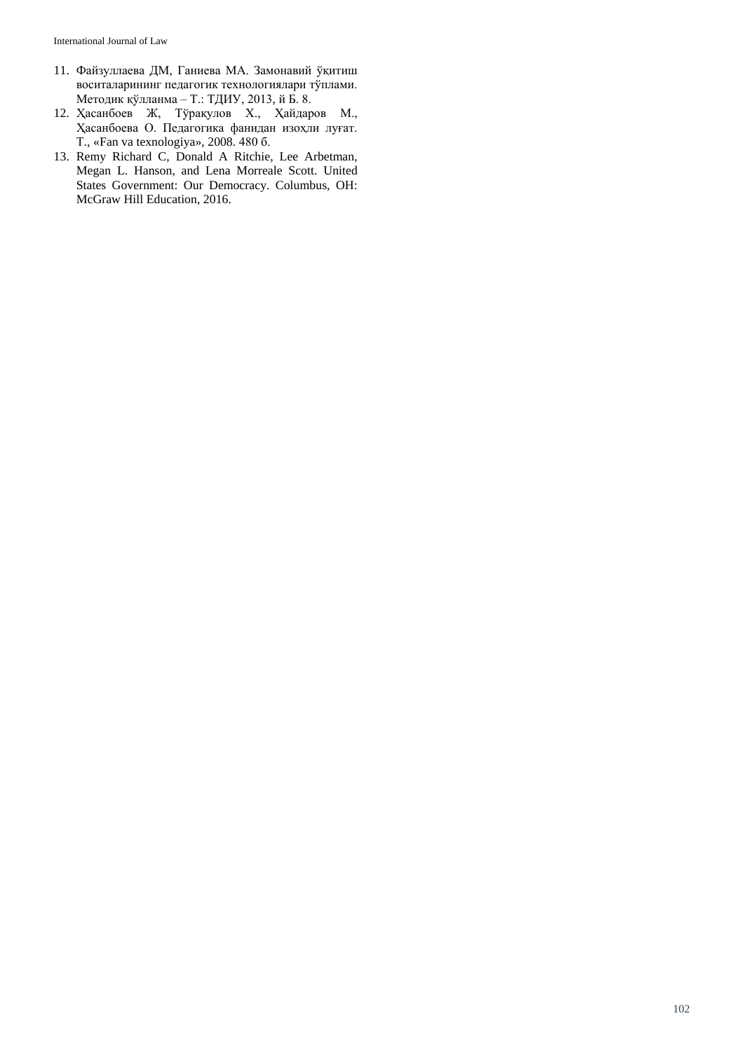11. Файзуллаева ДМ, Ганиева МА. Замонавий ўқитиш воситаларининг педагогик технологиялари тўплами. Методик қўлланма – Т.: ТДИУ, 2013, й Б. 8.
12. Ҳасанбоев Ж, Тўрақулов Х., Ҳайдаров М., Ҳасанбоева О. Педагогика фанидан изоҳли луғат. Т., «Fan va texnologiya», 2008. 480 б.
13. Remy Richard C, Donald A Ritchie, Lee Arbetman, Megan L. Hanson, and Lena Morreale Scott. United States Government: Our Democracy. Columbus, OH: McGraw Hill Education, 2016.